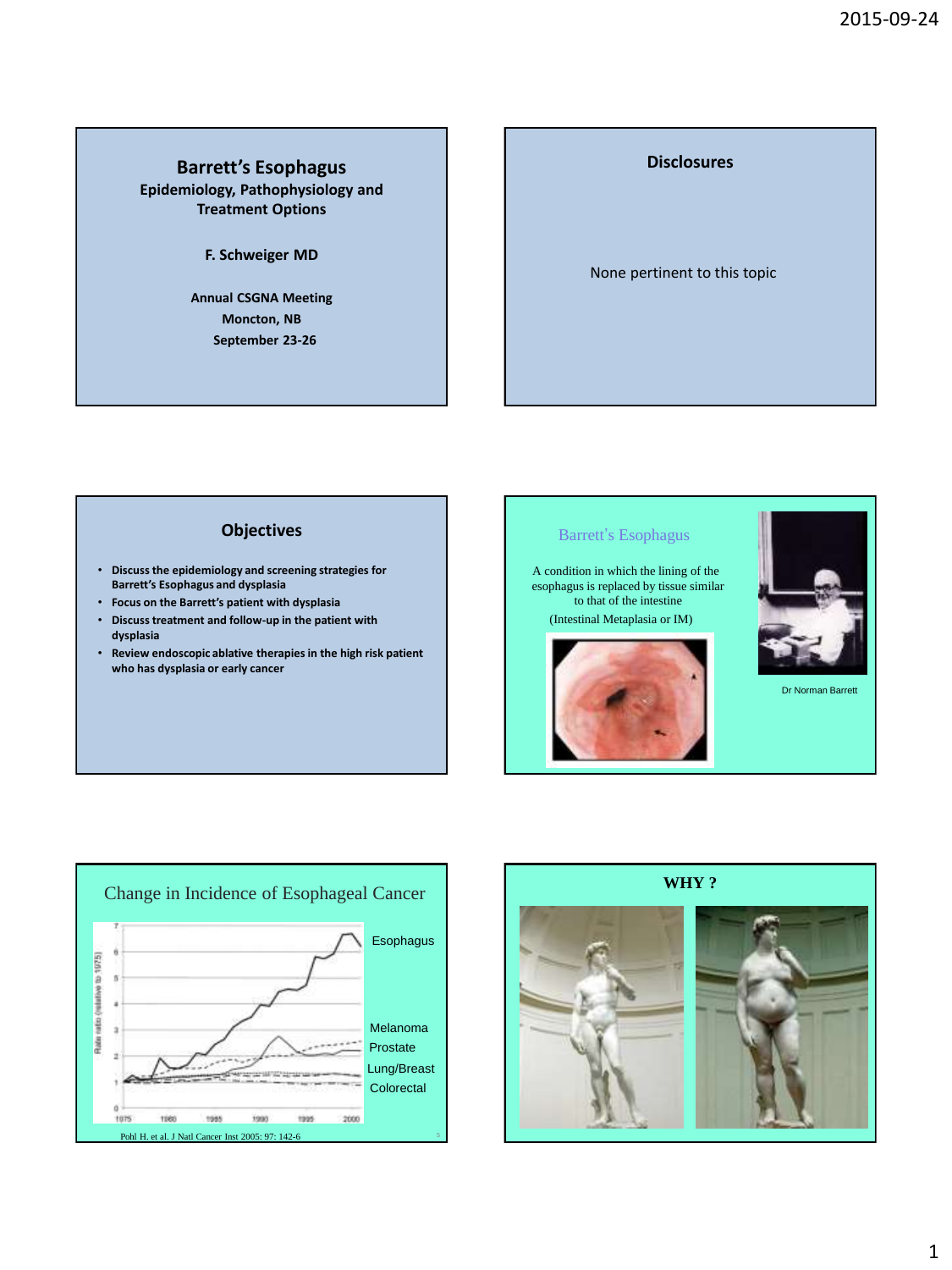## Barrett's Esophagus

**Epidemiology, Pathophysiology and Treatment Options**

**F. Schweiger MD**

**Annual CSGNA Meeting**
**Moncton, NB**
**September 23-26**

## Disclosures

None pertinent to this topic

## Objectives

- **Discuss the epidemiology and screening strategies for Barrett's Esophagus and dysplasia**
- **Focus on the Barrett's patient with dysplasia**
- **Discuss treatment and follow-up in the patient with dysplasia**
- **Review endoscopic ablative therapies in the high risk patient who has dysplasia or early cancer**

## Barrett's Esophagus

A condition in which the lining of the esophagus is replaced by tissue similar to that of the intestine

(Intestinal Metaplasia or IM)

Dr Norman Barrett

## Change in Incidence of Esophageal Cancer

Esophagus
Melanoma
Prostate
Lung/Breast
Colorectal

Pohl H. et al. J Natl Cancer Inst 2005: 97: 142-6

## WHY ?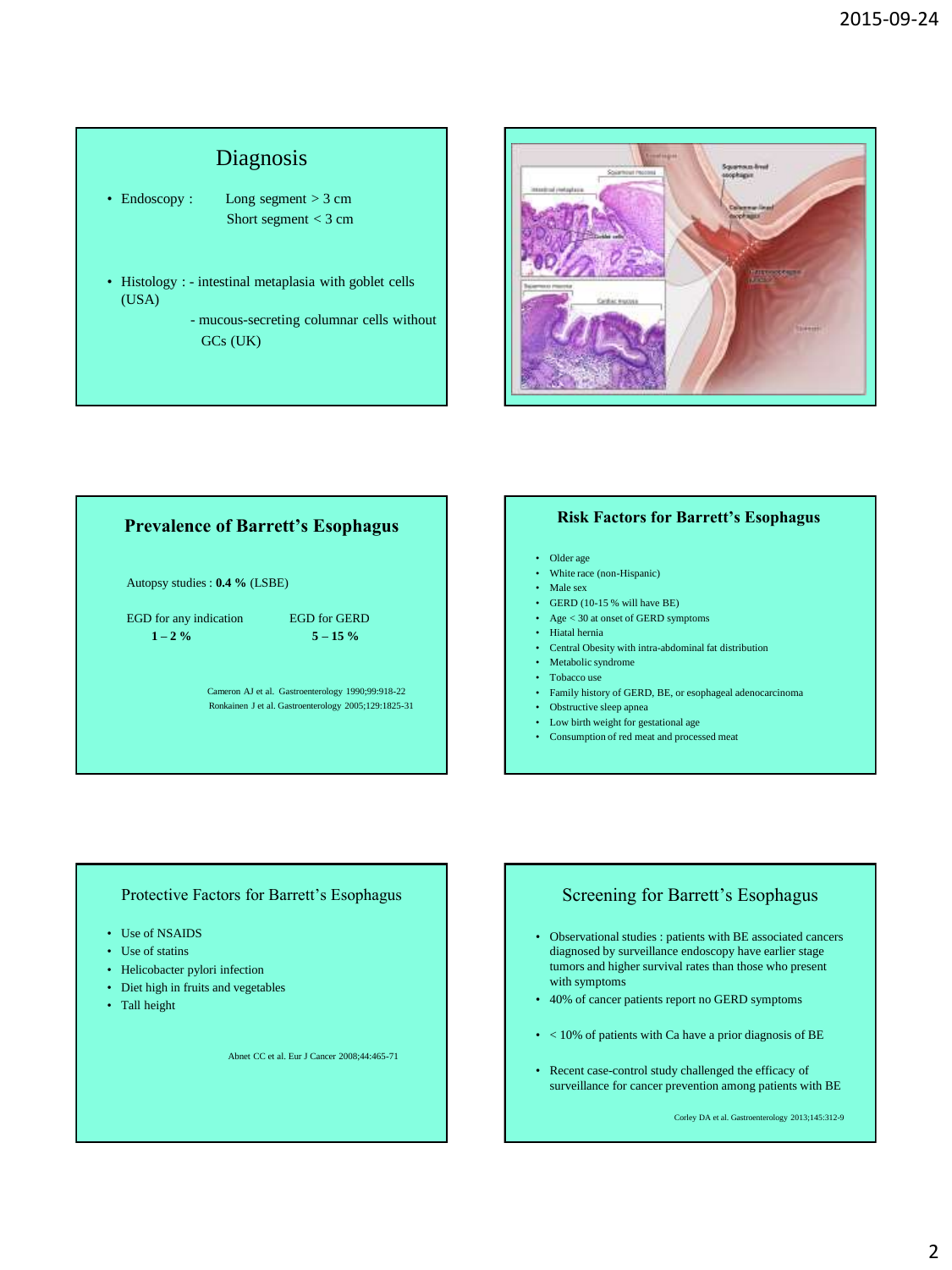## Diagnosis

- Endoscopy : Long segment > 3 cm
  Short segment < 3 cm
- Histology : - intestinal metaplasia with goblet cells (USA)
  - mucous-secreting columnar cells without GCs (UK)

## Prevalence of Barrett's Esophagus

Autopsy studies : **0.4 %** (LSBE)

| EGD for any indication | EGD for GERD |
|---|---|
| **1 – 2 %** | **5 – 15 %** |

Cameron AJ et al. Gastroenterology 1990;99:918-22
Ronkainen J et al. Gastroenterology 2005;129:1825-31

## Risk Factors for Barrett's Esophagus

- Older age
- White race (non-Hispanic)
- Male sex
- GERD (10-15 % will have BE)
- Age < 30 at onset of GERD symptoms
- Hiatal hernia
- Central Obesity with intra-abdominal fat distribution
- Metabolic syndrome
- Tobacco use
- Family history of GERD, BE, or esophageal adenocarcinoma
- Obstructive sleep apnea
- Low birth weight for gestational age
- Consumption of red meat and processed meat

## Protective Factors for Barrett's Esophagus

- Use of NSAIDS
- Use of statins
- Helicobacter pylori infection
- Diet high in fruits and vegetables
- Tall height

Abnet CC et al. Eur J Cancer 2008;44:465-71

## Screening for Barrett's Esophagus

- Observational studies : patients with BE associated cancers diagnosed by surveillance endoscopy have earlier stage tumors and higher survival rates than those who present with symptoms
- 40% of cancer patients report no GERD symptoms
- < 10% of patients with Ca have a prior diagnosis of BE
- Recent case-control study challenged the efficacy of surveillance for cancer prevention among patients with BE

Corley DA et al. Gastroenterology 2013;145:312-9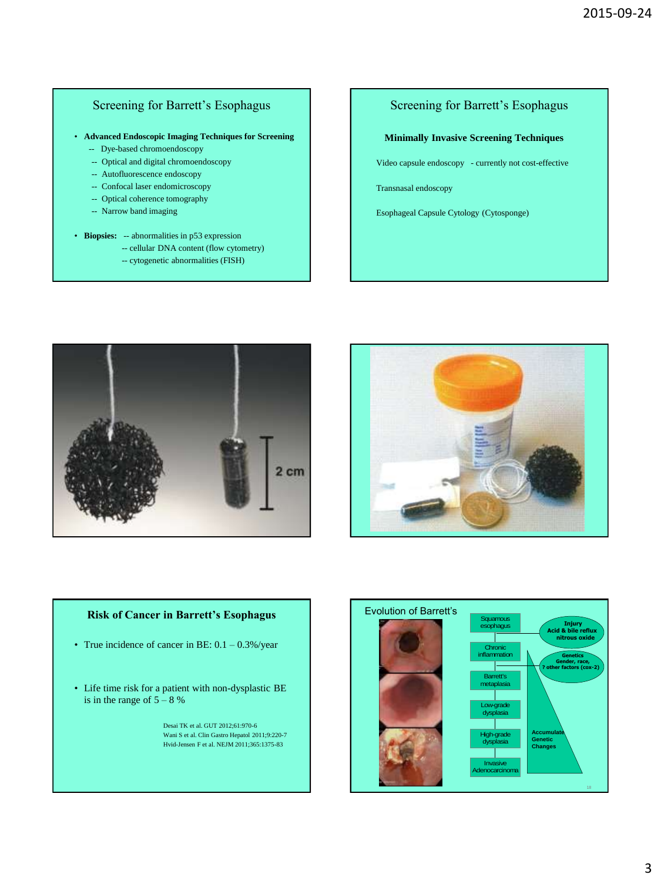## Screening for Barrett's Esophagus

- **Advanced Endoscopic Imaging Techniques for Screening**
  - -- Dye-based chromoendoscopy
  - -- Optical and digital chromoendoscopy
  - -- Autofluorescence endoscopy
  - -- Confocal laser endomicroscopy
  - -- Optical coherence tomography
  - -- Narrow band imaging
- **Biopsies:** -- abnormalities in p53 expression
  - -- cellular DNA content (flow cytometry)
  - -- cytogenetic abnormalities (FISH)

## Screening for Barrett's Esophagus

**Minimally Invasive Screening Techniques**

Video capsule endoscopy - currently not cost-effective

Transnasal endoscopy

Esophageal Capsule Cytology (Cytosponge)

2 cm

## Risk of Cancer in Barrett's Esophagus

- True incidence of cancer in BE: 0.1 – 0.3%/year
- Life time risk for a patient with non-dysplastic BE is in the range of 5 – 8 %

Desai TK et al. GUT 2012;61:970-6
Wani S et al. Clin Gastro Hepatol 2011;9:220-7
Hvid-Jensen F et al. NEJM 2011;365:1375-83

## Evolution of Barrett's

Squamous esophagus → Chronic inflammation → Barrett's metaplasia → Low-grade dysplasia → High-grade dysplasia → Invasive Adenocarcinoma

Injury: Acid & bile reflux, nitrous oxide

Genetics: Gender, race, ? other factors (cox-2)

Accumulate Genetic Changes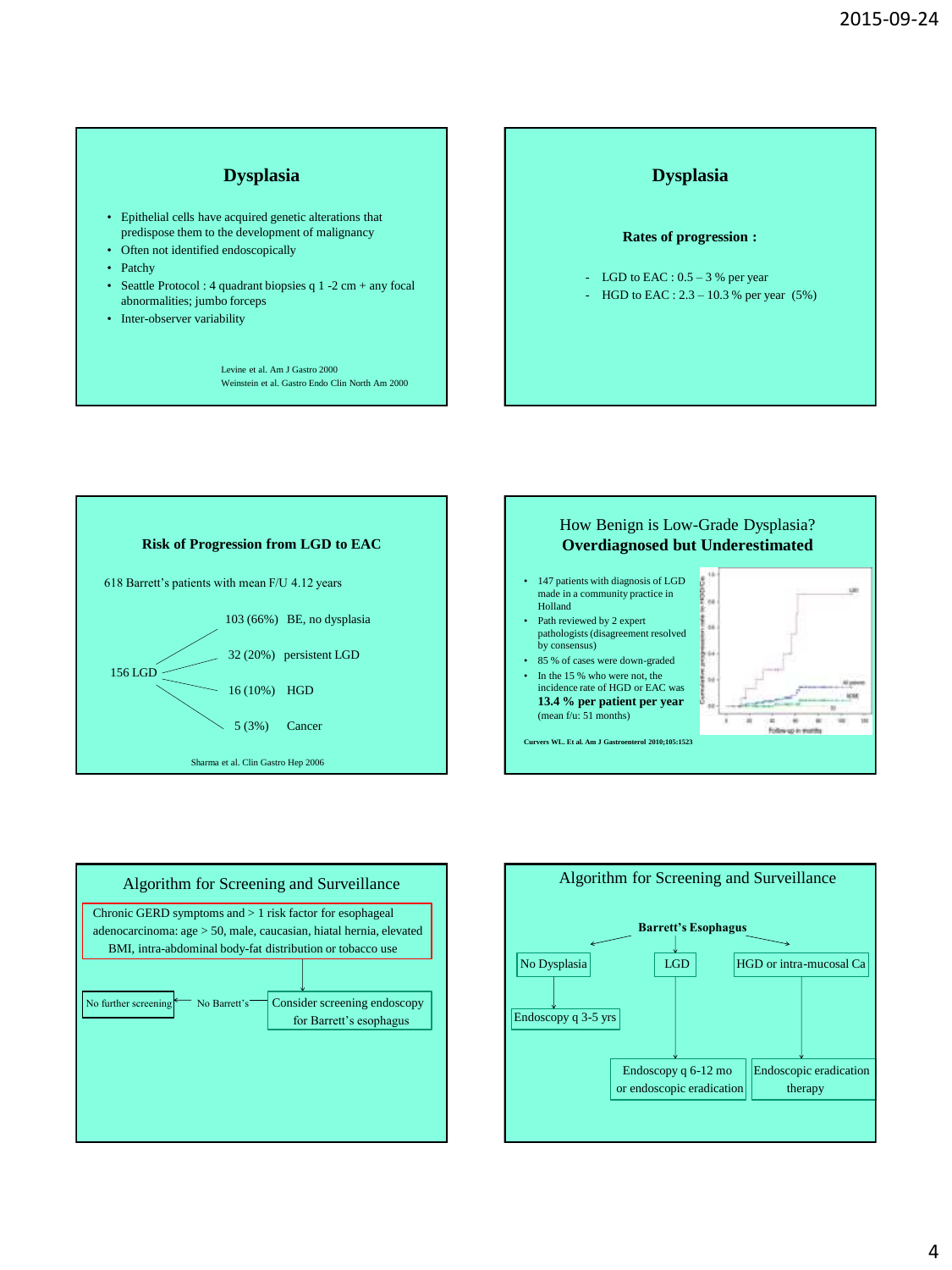## Dysplasia

- Epithelial cells have acquired genetic alterations that predispose them to the development of malignancy
- Often not identified endoscopically
- Patchy
- Seattle Protocol : 4 quadrant biopsies q 1 -2 cm + any focal abnormalities; jumbo forceps
- Inter-observer variability

Levine et al. Am J Gastro 2000
Weinstein et al. Gastro Endo Clin North Am 2000

## Dysplasia

**Rates of progression :**

- LGD to EAC : 0.5 – 3 % per year
- HGD to EAC : 2.3 – 10.3 % per year (5%)

## Risk of Progression from LGD to EAC

618 Barrett's patients with mean F/U 4.12 years

156 LGD →
- 103 (66%) BE, no dysplasia
- 32 (20%) persistent LGD
- 16 (10%) HGD
- 5 (3%) Cancer

Sharma et al. Clin Gastro Hep 2006

## How Benign is Low-Grade Dysplasia? **Overdiagnosed but Underestimated**

- 147 patients with diagnosis of LGD made in a community practice in Holland
- Path reviewed by 2 expert pathologists (disagreement resolved by consensus)
- 85 % of cases were down-graded
- In the 15 % who were not, the incidence rate of HGD or EAC was **13.4 % per patient per year** (mean f/u: 51 months)

Curvers WL. Et al. Am J Gastroenterol 2010;105:1523

## Algorithm for Screening and Surveillance

Chronic GERD symptoms and > 1 risk factor for esophageal adenocarcinoma: age > 50, male, caucasian, hiatal hernia, elevated BMI, intra-abdominal body-fat distribution or tobacco use

↓

Consider screening endoscopy for Barrett's esophagus → No Barrett's → No further screening

## Algorithm for Screening and Surveillance

**Barrett's Esophagus**

- No Dysplasia → Endoscopy q 3-5 yrs
- LGD → Endoscopy q 6-12 mo or endoscopic eradication
- HGD or intra-mucosal Ca → Endoscopic eradication therapy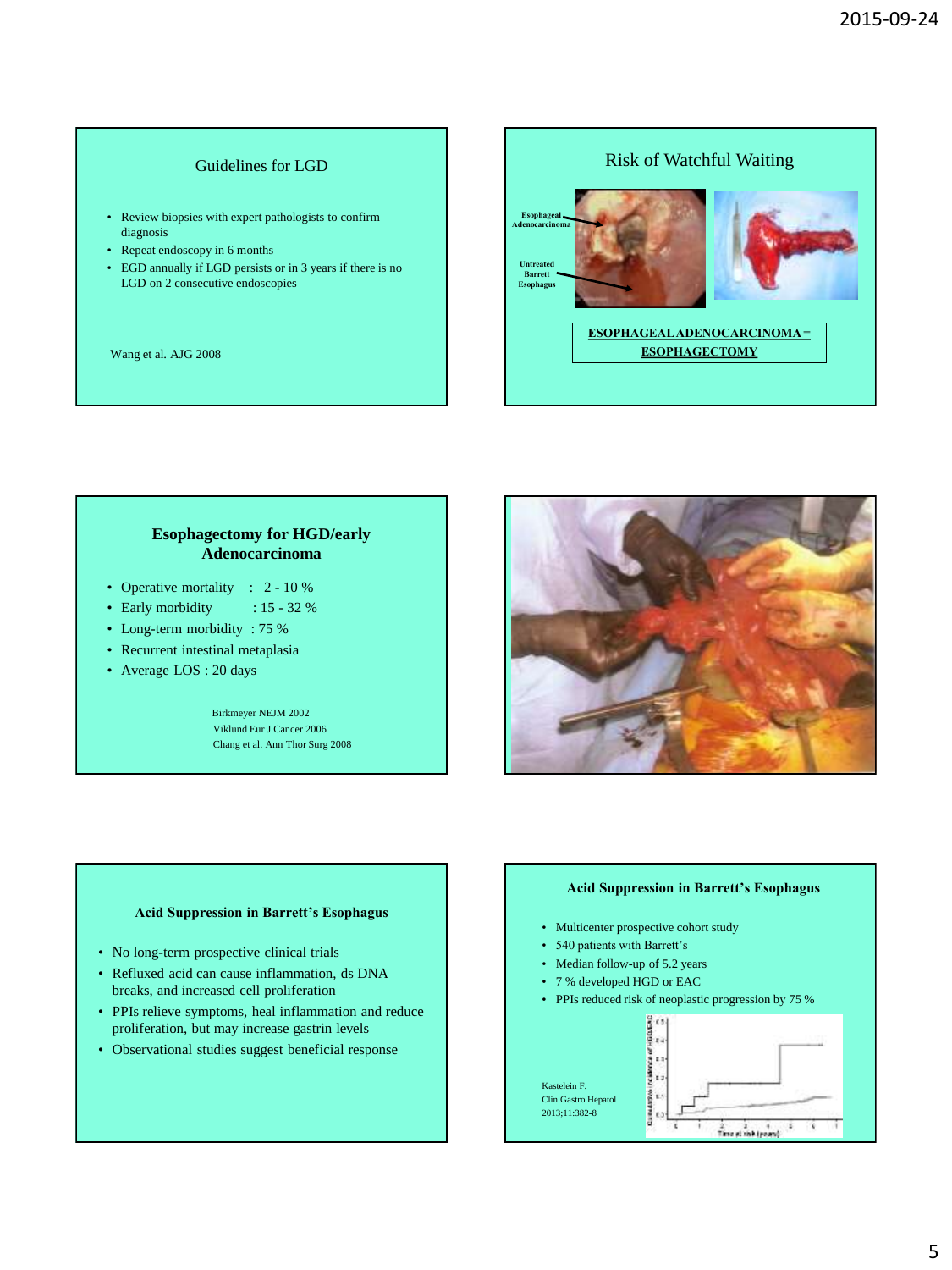## Guidelines for LGD

- Review biopsies with expert pathologists to confirm diagnosis
- Repeat endoscopy in 6 months
- EGD annually if LGD persists or in 3 years if there is no LGD on 2 consecutive endoscopies

Wang et al. AJG 2008

## Risk of Watchful Waiting

Esophageal Adenocarcinoma

Untreated Barrett Esophagus

**ESOPHAGEAL ADENOCARCINOMA = ESOPHAGECTOMY**

## Esophagectomy for HGD/early Adenocarcinoma

- Operative mortality : 2 - 10 %
- Early morbidity : 15 - 32 %
- Long-term morbidity : 75 %
- Recurrent intestinal metaplasia
- Average LOS : 20 days

Birkmeyer NEJM 2002
Viklund Eur J Cancer 2006
Chang et al. Ann Thor Surg 2008

## Acid Suppression in Barrett's Esophagus

- No long-term prospective clinical trials
- Refluxed acid can cause inflammation, ds DNA breaks, and increased cell proliferation
- PPIs relieve symptoms, heal inflammation and reduce proliferation, but may increase gastrin levels
- Observational studies suggest beneficial response

## Acid Suppression in Barrett's Esophagus

- Multicenter prospective cohort study
- 540 patients with Barrett's
- Median follow-up of 5.2 years
- 7 % developed HGD or EAC
- PPIs reduced risk of neoplastic progression by 75 %

Kastelein F.
Clin Gastro Hepatol
2013;11:382-8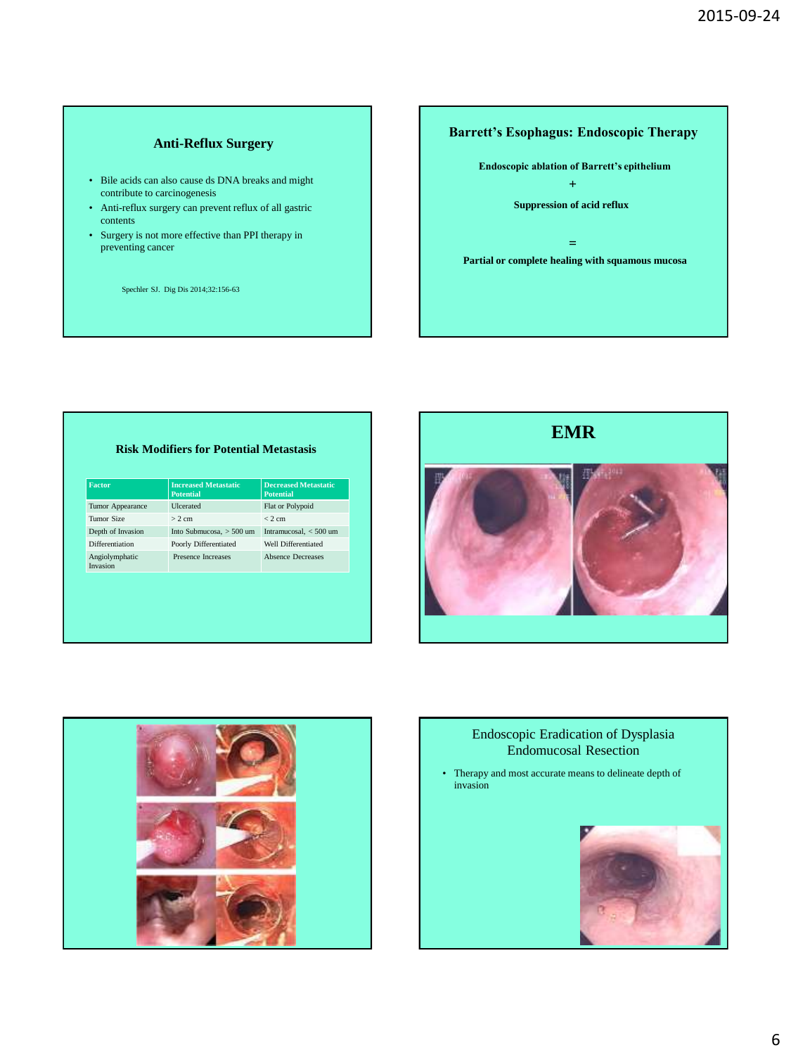## Anti-Reflux Surgery

- Bile acids can also cause ds DNA breaks and might contribute to carcinogenesis
- Anti-reflux surgery can prevent reflux of all gastric contents
- Surgery is not more effective than PPI therapy in preventing cancer

Spechler SJ. Dig Dis 2014;32:156-63

## Barrett's Esophagus: Endoscopic Therapy

**Endoscopic ablation of Barrett's epithelium**

**+**

**Suppression of acid reflux**

**=**

**Partial or complete healing with squamous mucosa**

## Risk Modifiers for Potential Metastasis

| Factor | Increased Metastatic Potential | Decreased Metastatic Potential |
|---|---|---|
| Tumor Appearance | Ulcerated | Flat or Polypoid |
| Tumor Size | > 2 cm | < 2 cm |
| Depth of Invasion | Into Submucosa, > 500 um | Intramucosal, < 500 um |
| Differentiation | Poorly Differentiated | Well Differentiated |
| Angiolymphatic Invasion | Presence Increases | Absence Decreases |

## EMR

## Endoscopic Eradication of Dysplasia Endomucosal Resection

- Therapy and most accurate means to delineate depth of invasion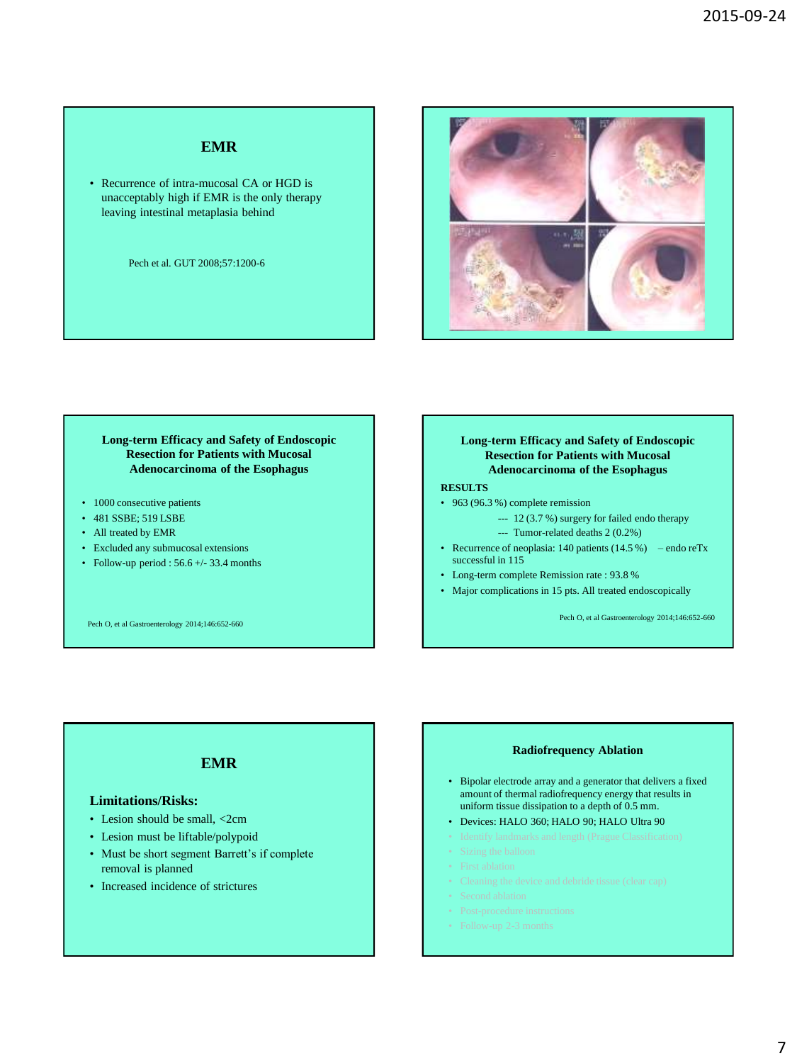## EMR

- Recurrence of intra-mucosal CA or HGD is unacceptably high if EMR is the only therapy leaving intestinal metaplasia behind

Pech et al. GUT 2008;57:1200-6

### Long-term Efficacy and Safety of Endoscopic Resection for Patients with Mucosal Adenocarcinoma of the Esophagus

- 1000 consecutive patients
- 481 SSBE; 519 LSBE
- All treated by EMR
- Excluded any submucosal extensions
- Follow-up period : 56.6 +/- 33.4 months

Pech O, et al Gastroenterology 2014;146:652-660

### Long-term Efficacy and Safety of Endoscopic Resection for Patients with Mucosal Adenocarcinoma of the Esophagus

**RESULTS**

- 963 (96.3 %) complete remission
  - --- 12 (3.7 %) surgery for failed endo therapy
  - --- Tumor-related deaths 2 (0.2%)
- Recurrence of neoplasia: 140 patients (14.5 %) – endo reTx successful in 115
- Long-term complete Remission rate : 93.8 %
- Major complications in 15 pts. All treated endoscopically

Pech O, et al Gastroenterology 2014;146:652-660

## EMR

### Limitations/Risks:

- Lesion should be small, <2cm
- Lesion must be liftable/polypoid
- Must be short segment Barrett's if complete removal is planned
- Increased incidence of strictures

### Radiofrequency Ablation

- Bipolar electrode array and a generator that delivers a fixed amount of thermal radiofrequency energy that results in uniform tissue dissipation to a depth of 0.5 mm.
- Devices: HALO 360; HALO 90; HALO Ultra 90
- Identify landmarks and length (Prague Classification)
- Sizing the balloon
- First ablation
- Cleaning the device and debride tissue (clear cap)
- Second ablation
- Post-procedure instructions
- Follow-up 2-3 months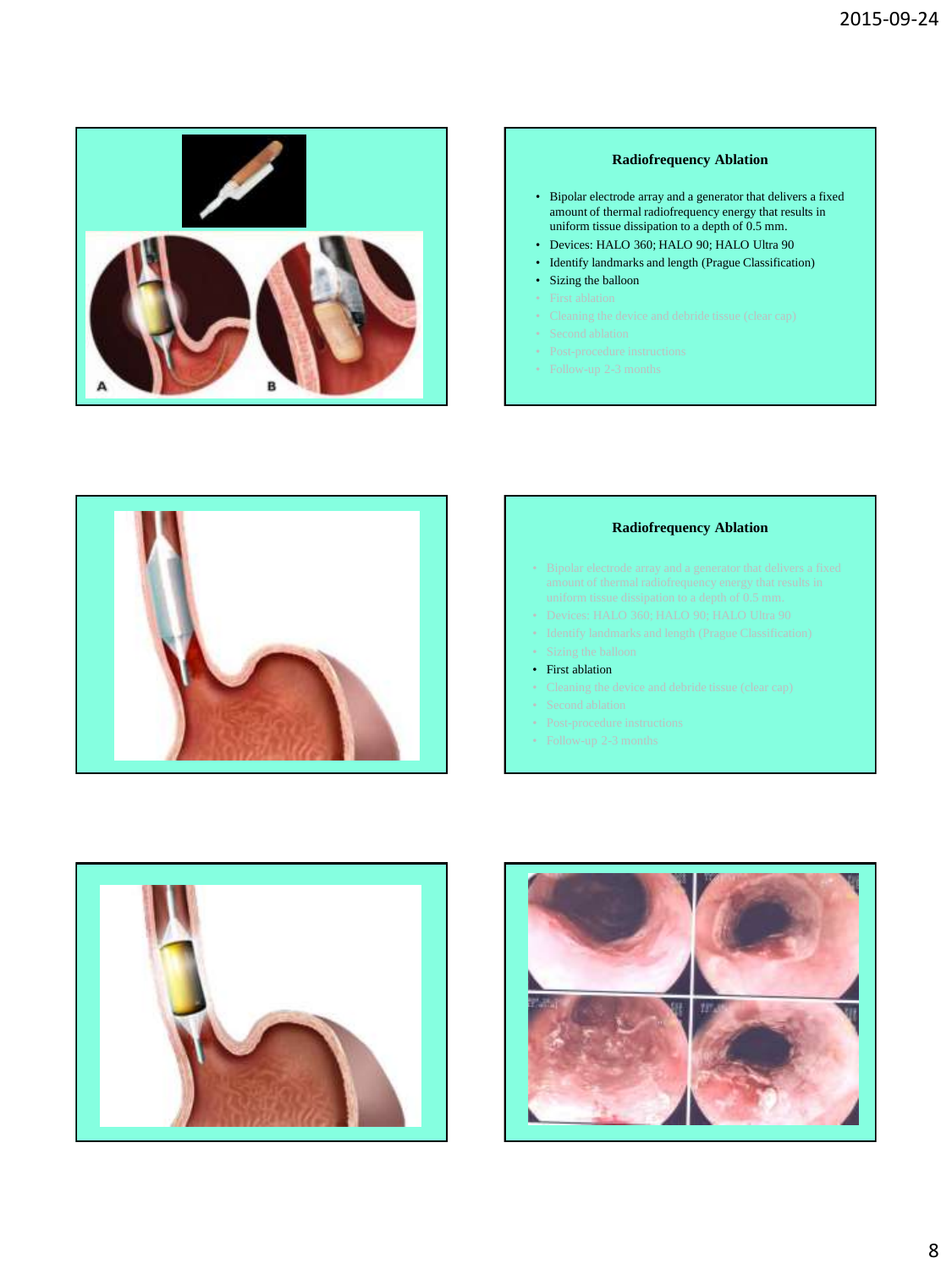## Radiofrequency Ablation

- Bipolar electrode array and a generator that delivers a fixed amount of thermal radiofrequency energy that results in uniform tissue dissipation to a depth of 0.5 mm.
- Devices: HALO 360; HALO 90; HALO Ultra 90
- Identify landmarks and length (Prague Classification)
- Sizing the balloon
- First ablation
- Cleaning the device and debride tissue (clear cap)
- Second ablation
- Post-procedure instructions
- Follow-up 2-3 months

## Radiofrequency Ablation

- Bipolar electrode array and a generator that delivers a fixed amount of thermal radiofrequency energy that results in uniform tissue dissipation to a depth of 0.5 mm.
- Devices: HALO 360; HALO 90; HALO Ultra 90
- Identify landmarks and length (Prague Classification)
- Sizing the balloon
- First ablation
- Cleaning the device and debride tissue (clear cap)
- Second ablation
- Post-procedure instructions
- Follow-up 2-3 months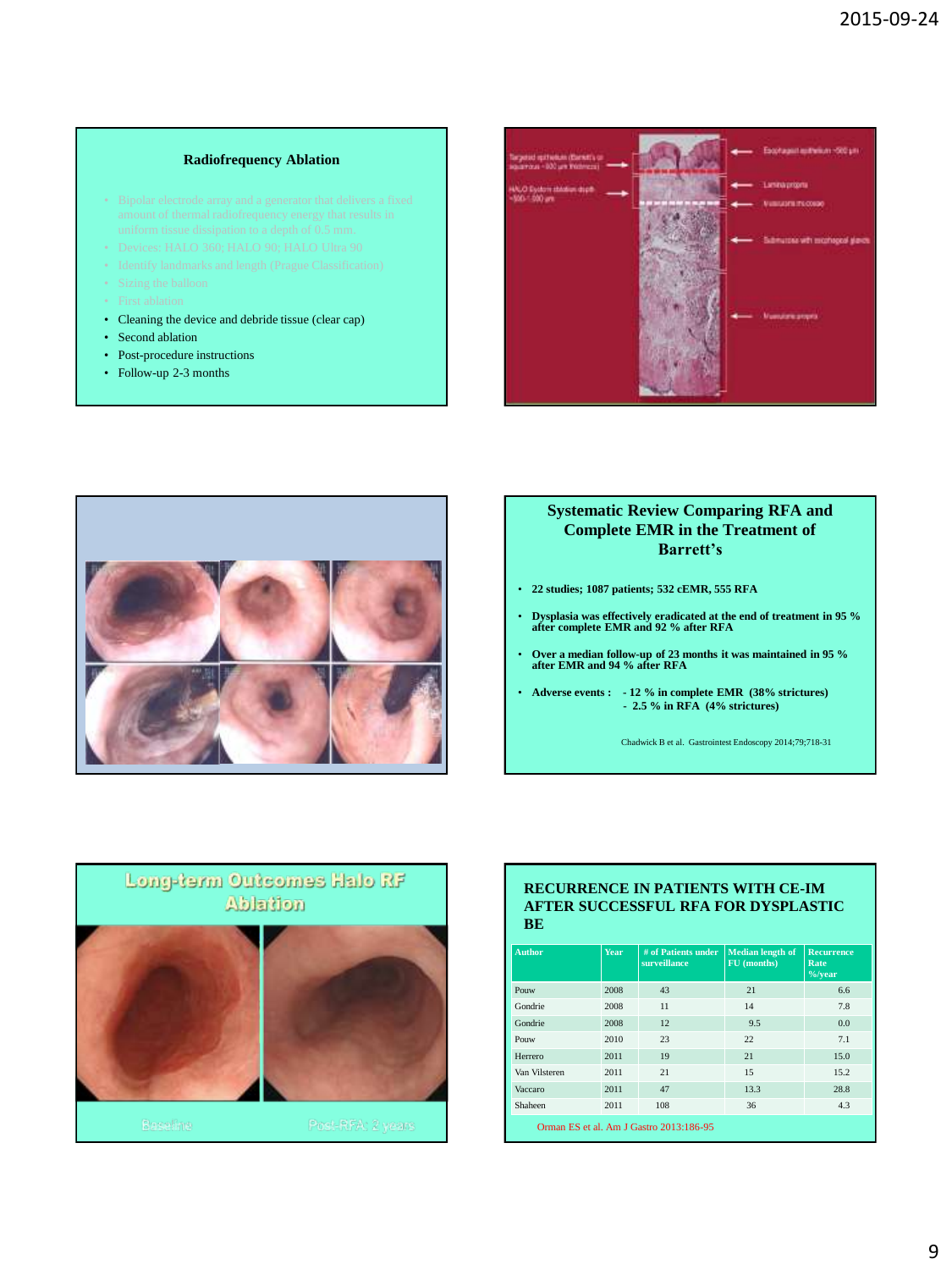## Radiofrequency Ablation

- Bipolar electrode array and a generator that delivers a fixed amount of thermal radiofrequency energy that results in uniform tissue dissipation to a depth of 0.5 mm.
- Devices: HALO 360; HALO 90; HALO Ultra 90
- Identify landmarks and length (Prague Classification)
- Sizing the balloon
- First ablation
- Cleaning the device and debride tissue (clear cap)
- Second ablation
- Post-procedure instructions
- Follow-up 2-3 months

## Systematic Review Comparing RFA and Complete EMR in the Treatment of Barrett's

- **22 studies; 1087 patients; 532 cEMR, 555 RFA**
- **Dysplasia was effectively eradicated at the end of treatment in 95 % after complete EMR and 92 % after RFA**
- **Over a median follow-up of 23 months it was maintained in 95 % after EMR and 94 % after RFA**
- **Adverse events : - 12 % in complete EMR (38% strictures)**
  **- 2.5 % in RFA (4% strictures)**

Chadwick B et al. Gastrointest Endoscopy 2014;79;718-31

## Long-term Outcomes Halo RF Ablation

Baseline — Post-RFA: 2 years

## RECURRENCE IN PATIENTS WITH CE-IM AFTER SUCCESSFUL RFA FOR DYSPLASTIC BE

| Author | Year | # of Patients under surveillance | Median length of FU (months) | Recurrence Rate %/year |
|---|---|---|---|---|
| Pouw | 2008 | 43 | 21 | 6.6 |
| Gondrie | 2008 | 11 | 14 | 7.8 |
| Gondrie | 2008 | 12 | 9.5 | 0.0 |
| Pouw | 2010 | 23 | 22 | 7.1 |
| Herrero | 2011 | 19 | 21 | 15.0 |
| Van Vilsteren | 2011 | 21 | 15 | 15.2 |
| Vaccaro | 2011 | 47 | 13.3 | 28.8 |
| Shaheen | 2011 | 108 | 36 | 4.3 |

Orman ES et al. Am J Gastro 2013:186-95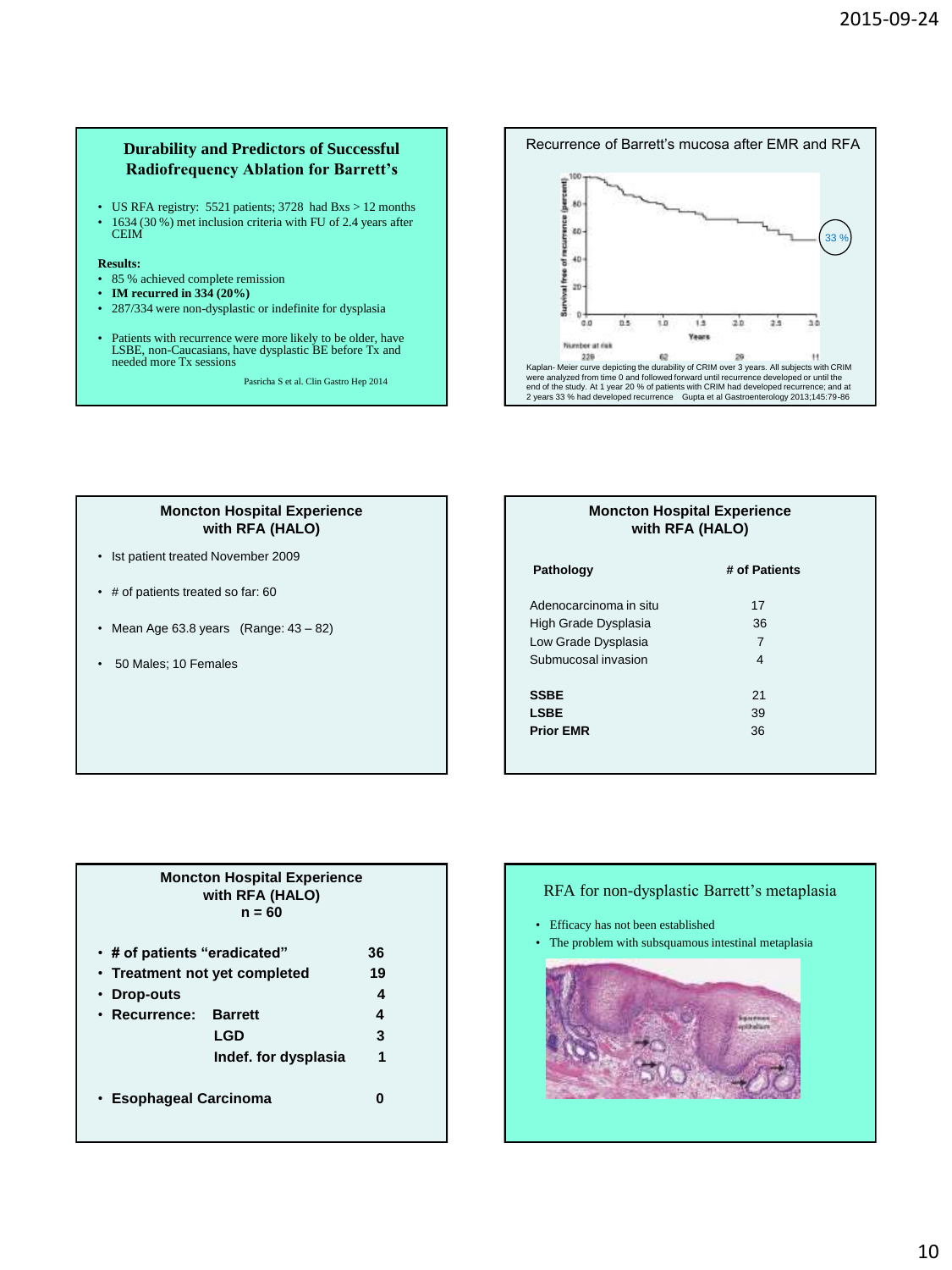## Durability and Predictors of Successful Radiofrequency Ablation for Barrett's

- US RFA registry: 5521 patients; 3728 had Bxs > 12 months
- 1634 (30 %) met inclusion criteria with FU of 2.4 years after CEIM

**Results:**

- 85 % achieved complete remission
- **IM recurred in 334 (20%)**
- 287/334 were non-dysplastic or indefinite for dysplasia

- Patients with recurrence were more likely to be older, have LSBE, non-Caucasians, have dysplastic BE before Tx and needed more Tx sessions

Pasricha S et al. Clin Gastro Hep 2014

## Recurrence of Barrett's mucosa after EMR and RFA

Survival free of recurrence (percent)

100, 80, 60, 40, 20, 0

0.0, 0.5, 1.0, 1.5, 2.0, 2.5, 3.0

Years

33 %

Number at risk

229, 62, 29, 11

Kaplan- Meier curve depicting the durability of CRIM over 3 years. All subjects with CRIM were analyzed from time 0 and followed forward until recurrence developed or until the end of the study. At 1 year 20 % of patients with CRIM had developed recurrence; and at 2 years 33 % had developed recurrence  Gupta et al Gastroenterology 2013;145:79-86

## Moncton Hospital Experience with RFA (HALO)

- Ist patient treated November 2009
- # of patients treated so far: 60
- Mean Age 63.8 years (Range: 43 – 82)
- 50 Males; 10 Females

## Moncton Hospital Experience with RFA (HALO)

| Pathology | # of Patients |
|---|---|
| Adenocarcinoma in situ | 17 |
| High Grade Dysplasia | 36 |
| Low Grade Dysplasia | 7 |
| Submucosal invasion | 4 |
| **SSBE** | 21 |
| **LSBE** | 39 |
| **Prior EMR** | 36 |

## Moncton Hospital Experience with RFA (HALO) n = 60

| | | |
|---|---|---|
| **# of patients "eradicated"** | | **36** |
| **Treatment not yet completed** | | **19** |
| **Drop-outs** | | **4** |
| **Recurrence:** | **Barrett** | **4** |
| | **LGD** | **3** |
| | **Indef. for dysplasia** | **1** |
| **Esophageal Carcinoma** | | **0** |

## RFA for non-dysplastic Barrett's metaplasia

- Efficacy has not been established
- The problem with subsquamous intestinal metaplasia

Squamous epithelium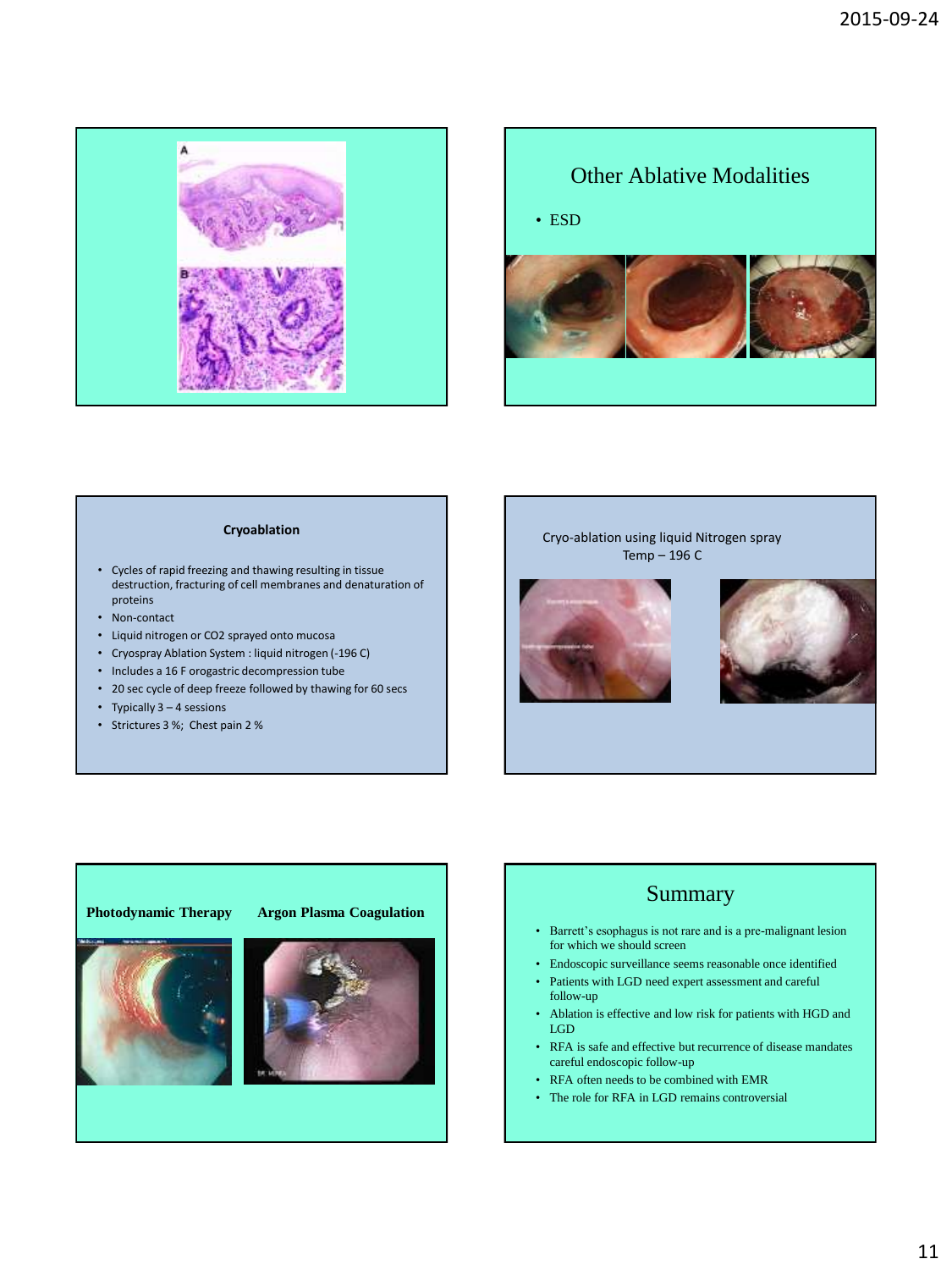## Other Ablative Modalities

- ESD

### Cryoablation

- Cycles of rapid freezing and thawing resulting in tissue destruction, fracturing of cell membranes and denaturation of proteins
- Non-contact
- Liquid nitrogen or CO2 sprayed onto mucosa
- Cryospray Ablation System : liquid nitrogen (-196 C)
- Includes a 16 F orogastric decompression tube
- 20 sec cycle of deep freeze followed by thawing for 60 secs
- Typically 3 – 4 sessions
- Strictures 3 %; Chest pain 2 %

Cryo-ablation using liquid Nitrogen spray
Temp – 196 C

**Photodynamic Therapy** **Argon Plasma Coagulation**

## Summary

- Barrett's esophagus is not rare and is a pre-malignant lesion for which we should screen
- Endoscopic surveillance seems reasonable once identified
- Patients with LGD need expert assessment and careful follow-up
- Ablation is effective and low risk for patients with HGD and LGD
- RFA is safe and effective but recurrence of disease mandates careful endoscopic follow-up
- RFA often needs to be combined with EMR
- The role for RFA in LGD remains controversial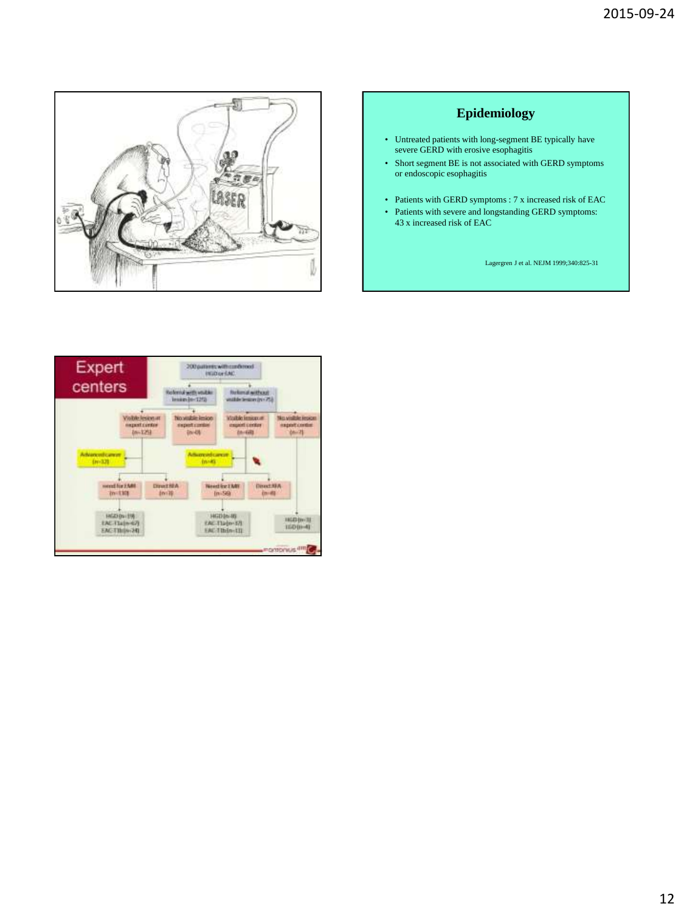## Epidemiology

- Untreated patients with long-segment BE typically have severe GERD with erosive esophagitis
- Short segment BE is not associated with GERD symptoms or endoscopic esophagitis
- Patients with GERD symptoms : 7 x increased risk of EAC
- Patients with severe and longstanding GERD symptoms: 43 x increased risk of EAC

Lagergren J et al. NEJM 1999;340:825-31

## Expert centers

200 patients with confirmed HGD or EAC

Referral with visible lesion (n=125)

Referral without visible lesion (n=75)

Visible lesion at expert center (n=125)

No visible lesion expert center (n=0)

Visible lesion at expert center (n=68)

No visible lesion expert center (n=7)

Advanced cancer (n=12)

Advanced cancer (n=4)

need for EMR (n=110)

Direct RFA (n=3)

Need for EMR (n=56)

Direct RFA (n=8)

HGD (n=19) EAC-T1a (n=67) EAC-T1b (n=24)

HGD (n=8) EAC-T1a (n=37) EAC-T1b (n=11)

HGD (n=3) LGD (n=4)